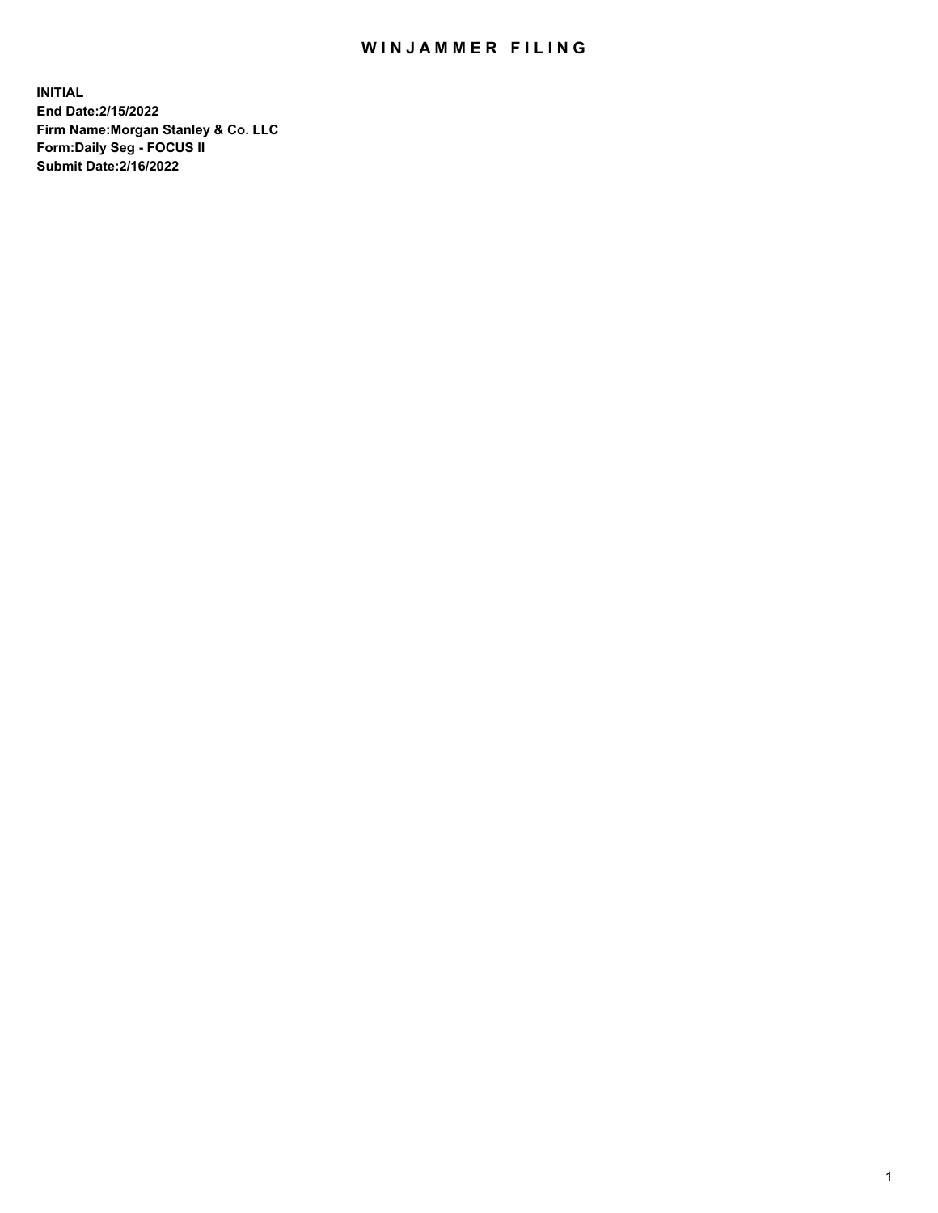# WINJAMMER FILING

**INITIAL**
**End Date:2/15/2022**
**Firm Name:Morgan Stanley & Co. LLC**
**Form:Daily Seg - FOCUS II**
**Submit Date:2/16/2022**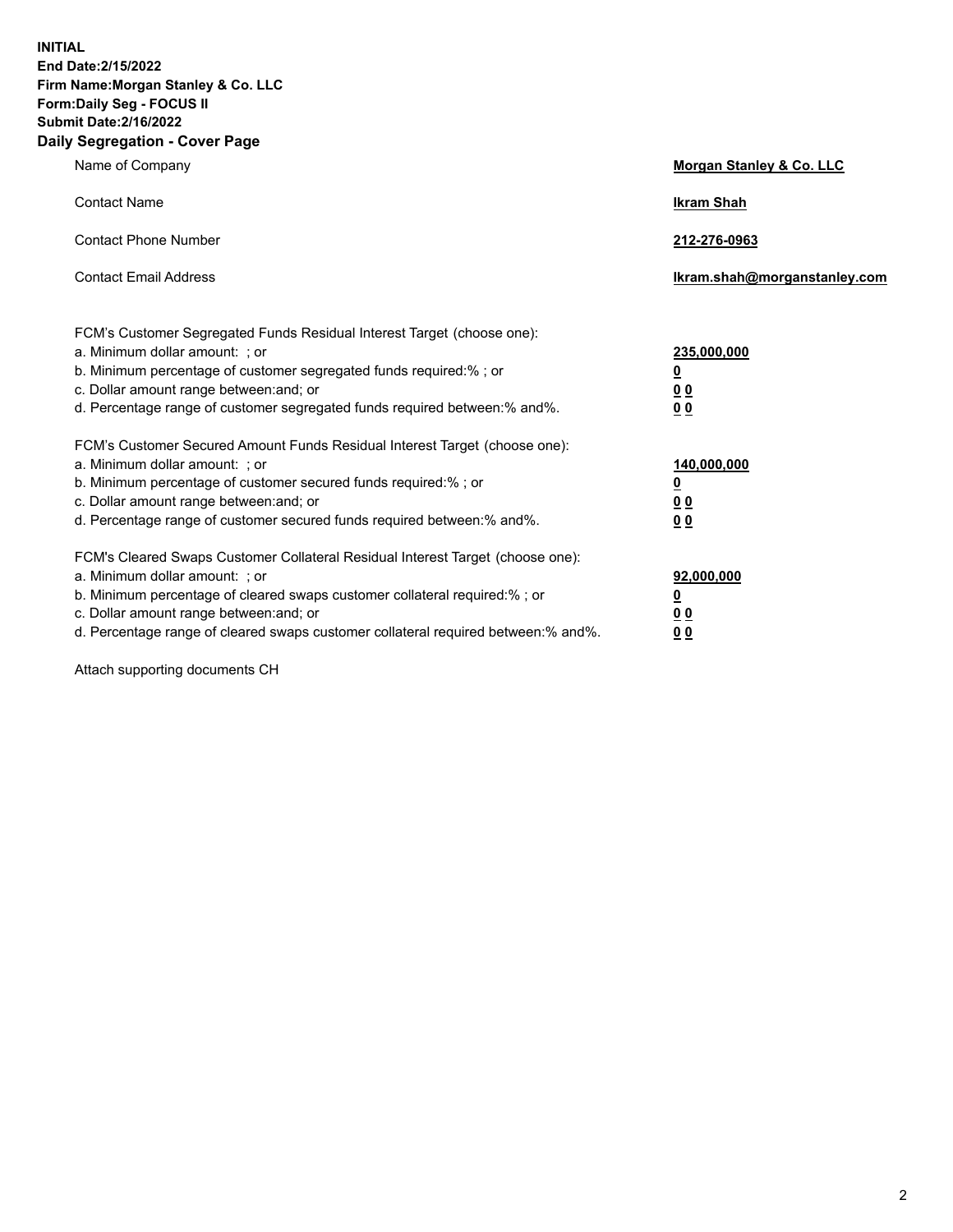**INITIAL**
**End Date:2/15/2022**
**Firm Name:Morgan Stanley & Co. LLC**
**Form:Daily Seg - FOCUS II**
**Submit Date:2/16/2022**

## Daily Segregation - Cover Page

| | |
|---|---|
| Name of Company | **Morgan Stanley & Co. LLC** |
| Contact Name | **Ikram Shah** |
| Contact Phone Number | **212-276-0963** |
| Contact Email Address | **Ikram.shah@morganstanley.com** |

| | |
|---|---|
| FCM's Customer Segregated Funds Residual Interest Target (choose one): | |
| a. Minimum dollar amount: ; or | **235,000,000** |
| b. Minimum percentage of customer segregated funds required:% ; or | **0** |
| c. Dollar amount range between:and; or | **0 0** |
| d. Percentage range of customer segregated funds required between:% and%. | **0 0** |
| FCM's Customer Secured Amount Funds Residual Interest Target (choose one): | |
| a. Minimum dollar amount: ; or | **140,000,000** |
| b. Minimum percentage of customer secured funds required:% ; or | **0** |
| c. Dollar amount range between:and; or | **0 0** |
| d. Percentage range of customer secured funds required between:% and%. | **0 0** |
| FCM's Cleared Swaps Customer Collateral Residual Interest Target (choose one): | |
| a. Minimum dollar amount: ; or | **92,000,000** |
| b. Minimum percentage of cleared swaps customer collateral required:% ; or | **0** |
| c. Dollar amount range between:and; or | **0 0** |
| d. Percentage range of cleared swaps customer collateral required between:% and%. | **0 0** |

Attach supporting documents CH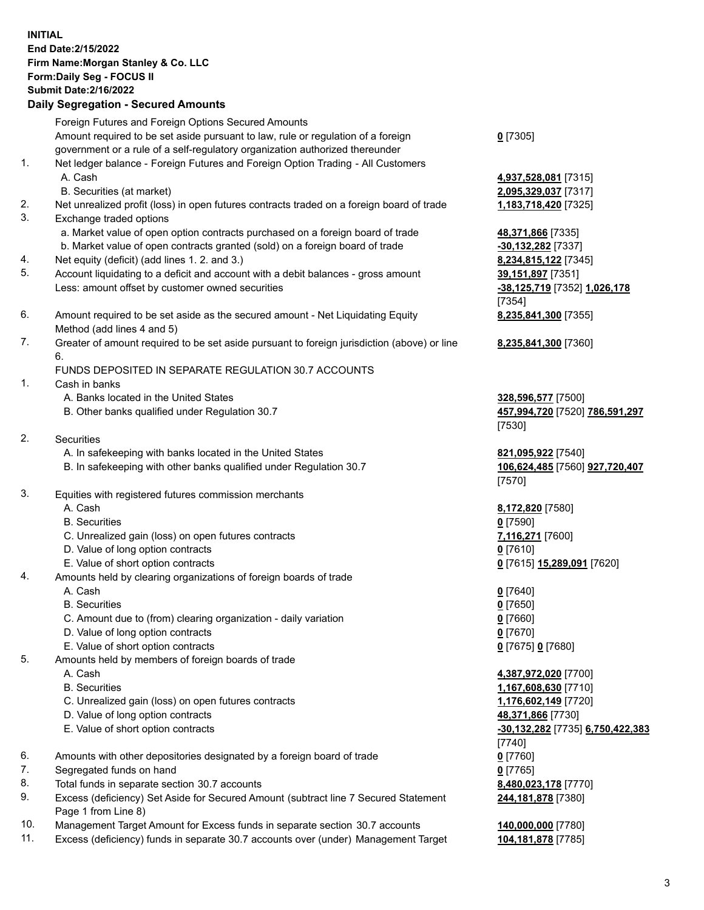**INITIAL**
**End Date:2/15/2022**
**Firm Name:Morgan Stanley & Co. LLC**
**Form:Daily Seg - FOCUS II**
**Submit Date:2/16/2022**

## Daily Segregation - Secured Amounts

| | | |
|---|---|---|
| | Foreign Futures and Foreign Options Secured Amounts | |
| | Amount required to be set aside pursuant to law, rule or regulation of a foreign government or a rule of a self-regulatory organization authorized thereunder | **0** [7305] |
| 1. | Net ledger balance - Foreign Futures and Foreign Option Trading - All Customers | |
| | A. Cash | **4,937,528,081** [7315] |
| | B. Securities (at market) | **2,095,329,037** [7317] |
| 2. | Net unrealized profit (loss) in open futures contracts traded on a foreign board of trade | **1,183,718,420** [7325] |
| 3. | Exchange traded options | |
| | a. Market value of open option contracts purchased on a foreign board of trade | **48,371,866** [7335] |
| | b. Market value of open contracts granted (sold) on a foreign board of trade | **-30,132,282** [7337] |
| 4. | Net equity (deficit) (add lines 1. 2. and 3.) | **8,234,815,122** [7345] |
| 5. | Account liquidating to a deficit and account with a debit balances - gross amount | **39,151,897** [7351] |
| | Less: amount offset by customer owned securities | **-38,125,719** [7352] **1,026,178** [7354] |
| 6. | Amount required to be set aside as the secured amount - Net Liquidating Equity Method (add lines 4 and 5) | **8,235,841,300** [7355] |
| 7. | Greater of amount required to be set aside pursuant to foreign jurisdiction (above) or line 6. | **8,235,841,300** [7360] |
| | FUNDS DEPOSITED IN SEPARATE REGULATION 30.7 ACCOUNTS | |
| 1. | Cash in banks | |
| | A. Banks located in the United States | **328,596,577** [7500] |
| | B. Other banks qualified under Regulation 30.7 | **457,994,720** [7520] **786,591,297** [7530] |
| 2. | Securities | |
| | A. In safekeeping with banks located in the United States | **821,095,922** [7540] |
| | B. In safekeeping with other banks qualified under Regulation 30.7 | **106,624,485** [7560] **927,720,407** [7570] |
| 3. | Equities with registered futures commission merchants | |
| | A. Cash | **8,172,820** [7580] |
| | B. Securities | **0** [7590] |
| | C. Unrealized gain (loss) on open futures contracts | **7,116,271** [7600] |
| | D. Value of long option contracts | **0** [7610] |
| | E. Value of short option contracts | **0** [7615] **15,289,091** [7620] |
| 4. | Amounts held by clearing organizations of foreign boards of trade | |
| | A. Cash | **0** [7640] |
| | B. Securities | **0** [7650] |
| | C. Amount due to (from) clearing organization - daily variation | **0** [7660] |
| | D. Value of long option contracts | **0** [7670] |
| | E. Value of short option contracts | **0** [7675] **0** [7680] |
| 5. | Amounts held by members of foreign boards of trade | |
| | A. Cash | **4,387,972,020** [7700] |
| | B. Securities | **1,167,608,630** [7710] |
| | C. Unrealized gain (loss) on open futures contracts | **1,176,602,149** [7720] |
| | D. Value of long option contracts | **48,371,866** [7730] |
| | E. Value of short option contracts | **-30,132,282** [7735] **6,750,422,383** [7740] |
| 6. | Amounts with other depositories designated by a foreign board of trade | **0** [7760] |
| 7. | Segregated funds on hand | **0** [7765] |
| 8. | Total funds in separate section 30.7 accounts | **8,480,023,178** [7770] |
| 9. | Excess (deficiency) Set Aside for Secured Amount (subtract line 7 Secured Statement Page 1 from Line 8) | **244,181,878** [7380] |
| 10. | Management Target Amount for Excess funds in separate section 30.7 accounts | **140,000,000** [7780] |
| 11. | Excess (deficiency) funds in separate 30.7 accounts over (under) Management Target | **104,181,878** [7785] |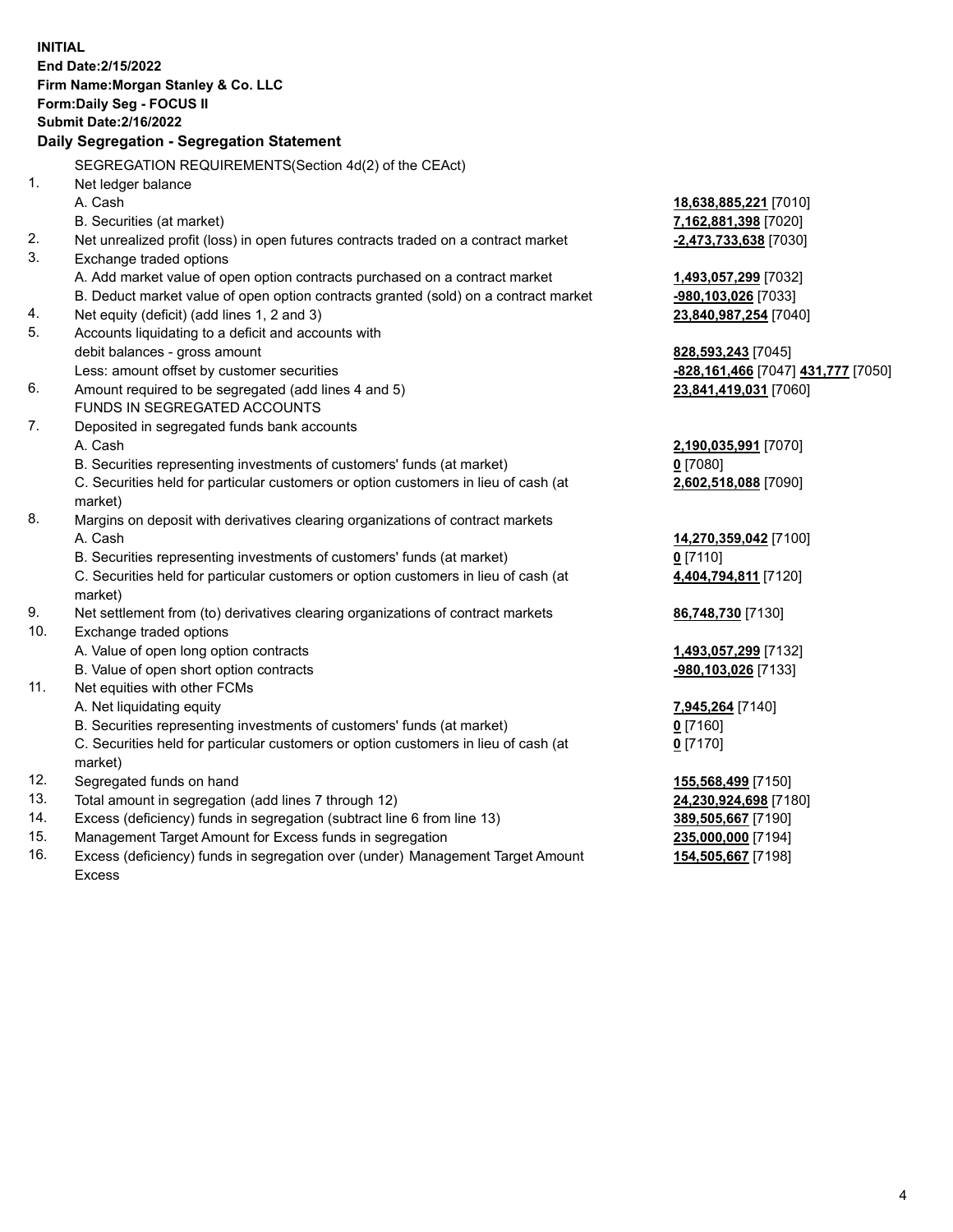**INITIAL**
**End Date:2/15/2022**
**Firm Name:Morgan Stanley & Co. LLC**
**Form:Daily Seg - FOCUS II**
**Submit Date:2/16/2022**

**Daily Segregation - Segregation Statement**

SEGREGATION REQUIREMENTS(Section 4d(2) of the CEAct)

| | | |
|---|---|---|
| 1. | Net ledger balance | |
| | A. Cash | **18,638,885,221** [7010] |
| | B. Securities (at market) | **7,162,881,398** [7020] |
| 2. | Net unrealized profit (loss) in open futures contracts traded on a contract market | **-2,473,733,638** [7030] |
| 3. | Exchange traded options | |
| | A. Add market value of open option contracts purchased on a contract market | **1,493,057,299** [7032] |
| | B. Deduct market value of open option contracts granted (sold) on a contract market | **-980,103,026** [7033] |
| 4. | Net equity (deficit) (add lines 1, 2 and 3) | **23,840,987,254** [7040] |
| 5. | Accounts liquidating to a deficit and accounts with debit balances - gross amount | **828,593,243** [7045] |
| | Less: amount offset by customer securities | **-828,161,466** [7047] **431,777** [7050] |
| 6. | Amount required to be segregated (add lines 4 and 5) | **23,841,419,031** [7060] |
| | FUNDS IN SEGREGATED ACCOUNTS | |
| 7. | Deposited in segregated funds bank accounts | |
| | A. Cash | **2,190,035,991** [7070] |
| | B. Securities representing investments of customers' funds (at market) | **0** [7080] |
| | C. Securities held for particular customers or option customers in lieu of cash (at market) | **2,602,518,088** [7090] |
| 8. | Margins on deposit with derivatives clearing organizations of contract markets | |
| | A. Cash | **14,270,359,042** [7100] |
| | B. Securities representing investments of customers' funds (at market) | **0** [7110] |
| | C. Securities held for particular customers or option customers in lieu of cash (at market) | **4,404,794,811** [7120] |
| 9. | Net settlement from (to) derivatives clearing organizations of contract markets | **86,748,730** [7130] |
| 10. | Exchange traded options | |
| | A. Value of open long option contracts | **1,493,057,299** [7132] |
| | B. Value of open short option contracts | **-980,103,026** [7133] |
| 11. | Net equities with other FCMs | |
| | A. Net liquidating equity | **7,945,264** [7140] |
| | B. Securities representing investments of customers' funds (at market) | **0** [7160] |
| | C. Securities held for particular customers or option customers in lieu of cash (at market) | **0** [7170] |
| 12. | Segregated funds on hand | **155,568,499** [7150] |
| 13. | Total amount in segregation (add lines 7 through 12) | **24,230,924,698** [7180] |
| 14. | Excess (deficiency) funds in segregation (subtract line 6 from line 13) | **389,505,667** [7190] |
| 15. | Management Target Amount for Excess funds in segregation | **235,000,000** [7194] |
| 16. | Excess (deficiency) funds in segregation over (under) Management Target Amount Excess | **154,505,667** [7198] |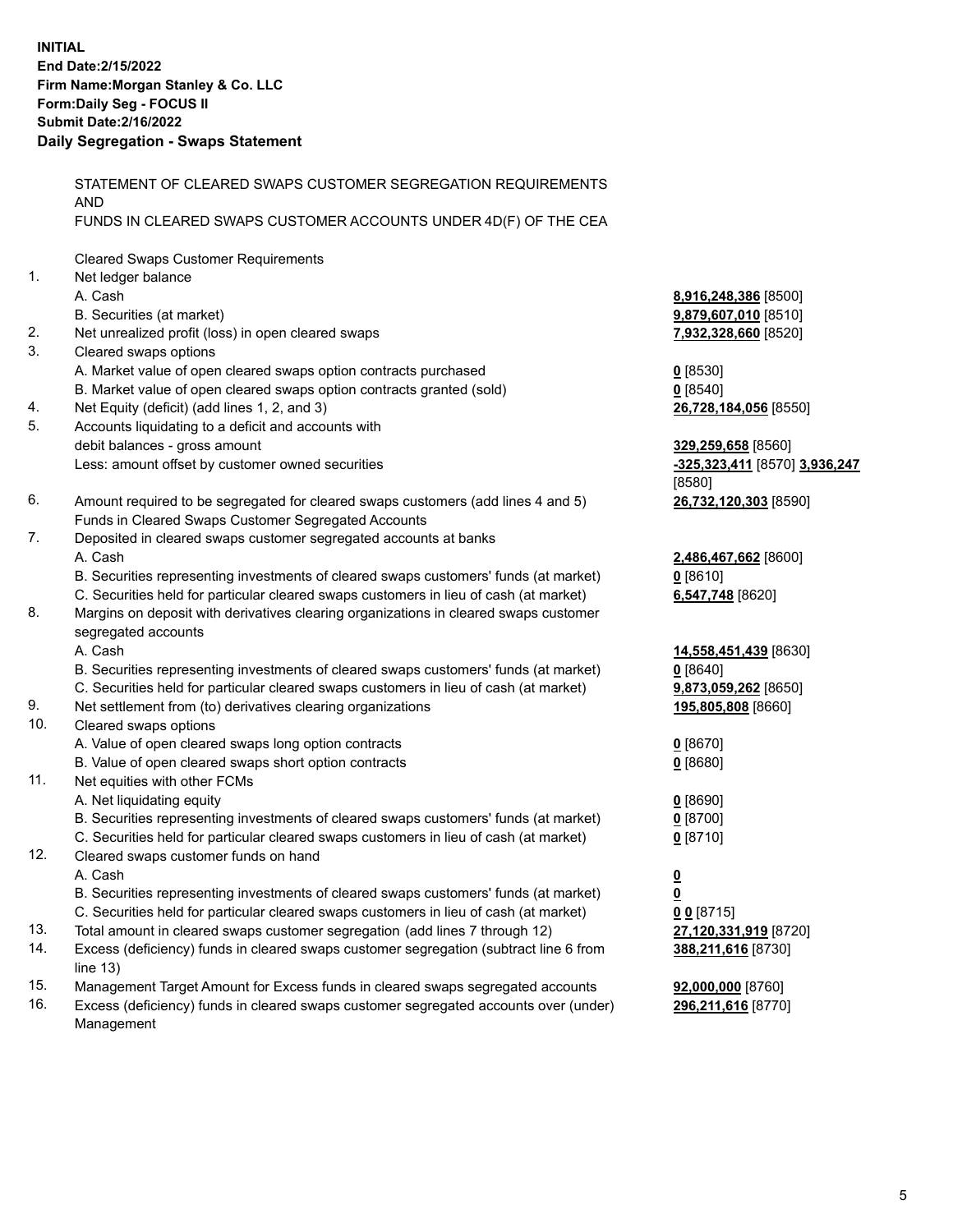**INITIAL**
**End Date:2/15/2022**
**Firm Name:Morgan Stanley & Co. LLC**
**Form:Daily Seg - FOCUS II**
**Submit Date:2/16/2022**
**Daily Segregation - Swaps Statement**

STATEMENT OF CLEARED SWAPS CUSTOMER SEGREGATION REQUIREMENTS AND
FUNDS IN CLEARED SWAPS CUSTOMER ACCOUNTS UNDER 4D(F) OF THE CEA

| | | |
|---|---|---|
| | Cleared Swaps Customer Requirements | |
| 1. | Net ledger balance | |
| | A. Cash | **8,916,248,386** [8500] |
| | B. Securities (at market) | **9,879,607,010** [8510] |
| 2. | Net unrealized profit (loss) in open cleared swaps | **7,932,328,660** [8520] |
| 3. | Cleared swaps options | |
| | A. Market value of open cleared swaps option contracts purchased | **0** [8530] |
| | B. Market value of open cleared swaps option contracts granted (sold) | **0** [8540] |
| 4. | Net Equity (deficit) (add lines 1, 2, and 3) | **26,728,184,056** [8550] |
| 5. | Accounts liquidating to a deficit and accounts with debit balances - gross amount | **329,259,658** [8560] |
| | Less: amount offset by customer owned securities | **-325,323,411** [8570] **3,936,247** [8580] |
| 6. | Amount required to be segregated for cleared swaps customers (add lines 4 and 5) | **26,732,120,303** [8590] |
| | Funds in Cleared Swaps Customer Segregated Accounts | |
| 7. | Deposited in cleared swaps customer segregated accounts at banks | |
| | A. Cash | **2,486,467,662** [8600] |
| | B. Securities representing investments of cleared swaps customers' funds (at market) | **0** [8610] |
| | C. Securities held for particular cleared swaps customers in lieu of cash (at market) | **6,547,748** [8620] |
| 8. | Margins on deposit with derivatives clearing organizations in cleared swaps customer segregated accounts | |
| | A. Cash | **14,558,451,439** [8630] |
| | B. Securities representing investments of cleared swaps customers' funds (at market) | **0** [8640] |
| | C. Securities held for particular cleared swaps customers in lieu of cash (at market) | **9,873,059,262** [8650] |
| 9. | Net settlement from (to) derivatives clearing organizations | **195,805,808** [8660] |
| 10. | Cleared swaps options | |
| | A. Value of open cleared swaps long option contracts | **0** [8670] |
| | B. Value of open cleared swaps short option contracts | **0** [8680] |
| 11. | Net equities with other FCMs | |
| | A. Net liquidating equity | **0** [8690] |
| | B. Securities representing investments of cleared swaps customers' funds (at market) | **0** [8700] |
| | C. Securities held for particular cleared swaps customers in lieu of cash (at market) | **0** [8710] |
| 12. | Cleared swaps customer funds on hand | |
| | A. Cash | **0** |
| | B. Securities representing investments of cleared swaps customers' funds (at market) | **0** |
| | C. Securities held for particular cleared swaps customers in lieu of cash (at market) | **0** **0** [8715] |
| 13. | Total amount in cleared swaps customer segregation (add lines 7 through 12) | **27,120,331,919** [8720] |
| 14. | Excess (deficiency) funds in cleared swaps customer segregation (subtract line 6 from line 13) | **388,211,616** [8730] |
| 15. | Management Target Amount for Excess funds in cleared swaps segregated accounts | **92,000,000** [8760] |
| 16. | Excess (deficiency) funds in cleared swaps customer segregated accounts over (under) Management | **296,211,616** [8770] |